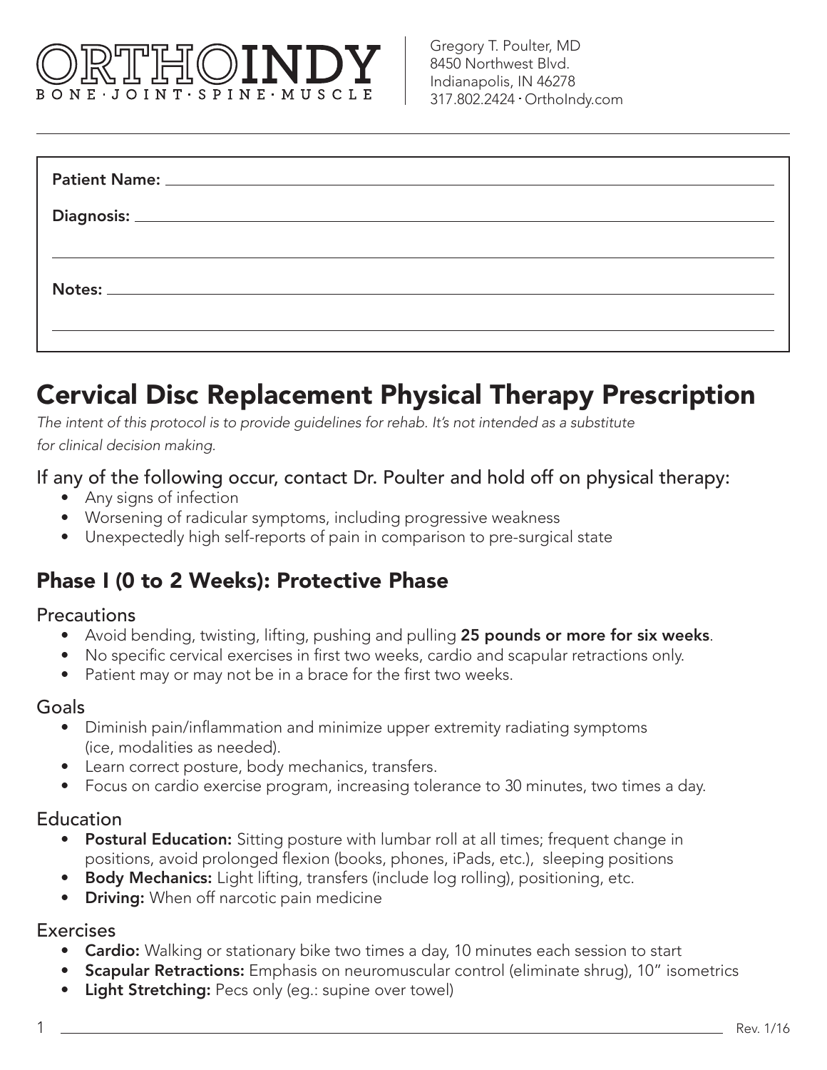ORTHOINDY
BONE · JOINT · SPINE · MUSCLE

Gregory T. Poulter, MD
8450 Northwest Blvd.
Indianapolis, IN 46278
317.802.2424 · OrthoIndy.com

**Patient Name:** ______________________________

**Diagnosis:** ______________________________

______________________________

**Notes:** ______________________________

______________________________

# Cervical Disc Replacement Physical Therapy Prescription

*The intent of this protocol is to provide guidelines for rehab. It's not intended as a substitute for clinical decision making.*

### If any of the following occur, contact Dr. Poulter and hold off on physical therapy:

- Any signs of infection
- Worsening of radicular symptoms, including progressive weakness
- Unexpectedly high self-reports of pain in comparison to pre-surgical state

## Phase I (0 to 2 Weeks): Protective Phase

### Precautions

- Avoid bending, twisting, lifting, pushing and pulling **25 pounds or more for six weeks**.
- No specific cervical exercises in first two weeks, cardio and scapular retractions only.
- Patient may or may not be in a brace for the first two weeks.

### Goals

- Diminish pain/inflammation and minimize upper extremity radiating symptoms (ice, modalities as needed).
- Learn correct posture, body mechanics, transfers.
- Focus on cardio exercise program, increasing tolerance to 30 minutes, two times a day.

### Education

- **Postural Education:** Sitting posture with lumbar roll at all times; frequent change in positions, avoid prolonged flexion (books, phones, iPads, etc.), sleeping positions
- **Body Mechanics:** Light lifting, transfers (include log rolling), positioning, etc.
- **Driving:** When off narcotic pain medicine

### Exercises

- **Cardio:** Walking or stationary bike two times a day, 10 minutes each session to start
- **Scapular Retractions:** Emphasis on neuromuscular control (eliminate shrug), 10" isometrics
- **Light Stretching:** Pecs only (eg.: supine over towel)

Rev. 1/16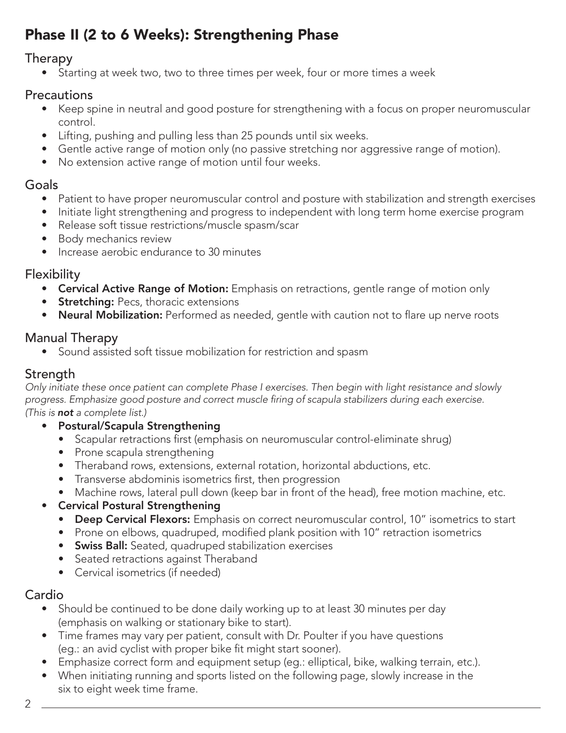# Phase II (2 to 6 Weeks): Strengthening Phase

## Therapy

- Starting at week two, two to three times per week, four or more times a week

## Precautions

- Keep spine in neutral and good posture for strengthening with a focus on proper neuromuscular control.
- Lifting, pushing and pulling less than 25 pounds until six weeks.
- Gentle active range of motion only (no passive stretching nor aggressive range of motion).
- No extension active range of motion until four weeks.

## Goals

- Patient to have proper neuromuscular control and posture with stabilization and strength exercises
- Initiate light strengthening and progress to independent with long term home exercise program
- Release soft tissue restrictions/muscle spasm/scar
- Body mechanics review
- Increase aerobic endurance to 30 minutes

## Flexibility

- **Cervical Active Range of Motion:** Emphasis on retractions, gentle range of motion only
- **Stretching:** Pecs, thoracic extensions
- **Neural Mobilization:** Performed as needed, gentle with caution not to flare up nerve roots

## Manual Therapy

- Sound assisted soft tissue mobilization for restriction and spasm

## Strength

*Only initiate these once patient can complete Phase I exercises. Then begin with light resistance and slowly progress. Emphasize good posture and correct muscle firing of scapula stabilizers during each exercise. (This is **not** a complete list.)*

- **Postural/Scapula Strengthening**
  - Scapular retractions first (emphasis on neuromuscular control-eliminate shrug)
  - Prone scapula strengthening
  - Theraband rows, extensions, external rotation, horizontal abductions, etc.
  - Transverse abdominis isometrics first, then progression
  - Machine rows, lateral pull down (keep bar in front of the head), free motion machine, etc.
- **Cervical Postural Strengthening**
  - **Deep Cervical Flexors:** Emphasis on correct neuromuscular control, 10" isometrics to start
  - Prone on elbows, quadruped, modified plank position with 10" retraction isometrics
  - **Swiss Ball:** Seated, quadruped stabilization exercises
  - Seated retractions against Theraband
  - Cervical isometrics (if needed)

## Cardio

- Should be continued to be done daily working up to at least 30 minutes per day (emphasis on walking or stationary bike to start).
- Time frames may vary per patient, consult with Dr. Poulter if you have questions (eg.: an avid cyclist with proper bike fit might start sooner).
- Emphasize correct form and equipment setup (eg.: elliptical, bike, walking terrain, etc.).
- When initiating running and sports listed on the following page, slowly increase in the six to eight week time frame.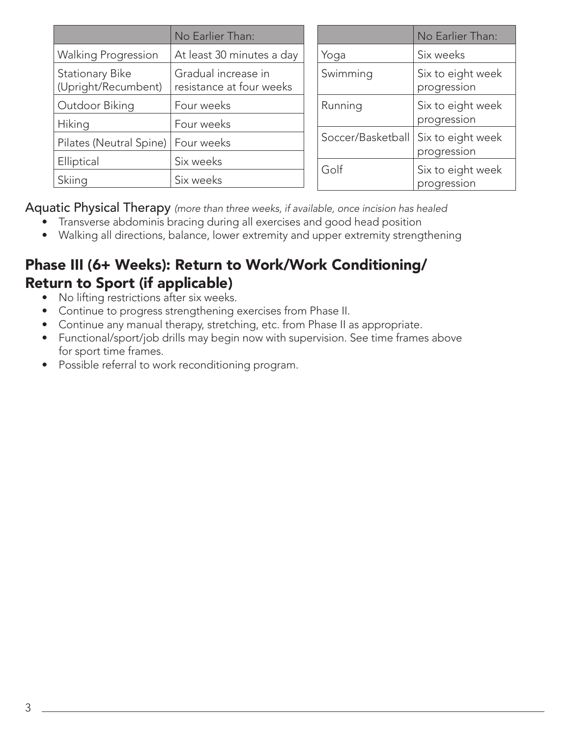| | No Earlier Than: |
|---|---|
| Walking Progression | At least 30 minutes a day |
| Stationary Bike (Upright/Recumbent) | Gradual increase in resistance at four weeks |
| Outdoor Biking | Four weeks |
| Hiking | Four weeks |
| Pilates (Neutral Spine) | Four weeks |
| Elliptical | Six weeks |
| Skiing | Six weeks |

| | No Earlier Than: |
|---|---|
| Yoga | Six weeks |
| Swimming | Six to eight week progression |
| Running | Six to eight week progression |
| Soccer/Basketball | Six to eight week progression |
| Golf | Six to eight week progression |

Aquatic Physical Therapy *(more than three weeks, if available, once incision has healed*

- Transverse abdominis bracing during all exercises and good head position
- Walking all directions, balance, lower extremity and upper extremity strengthening

## Phase III (6+ Weeks): Return to Work/Work Conditioning/ Return to Sport (if applicable)

- No lifting restrictions after six weeks.
- Continue to progress strengthening exercises from Phase II.
- Continue any manual therapy, stretching, etc. from Phase II as appropriate.
- Functional/sport/job drills may begin now with supervision. See time frames above for sport time frames.
- Possible referral to work reconditioning program.